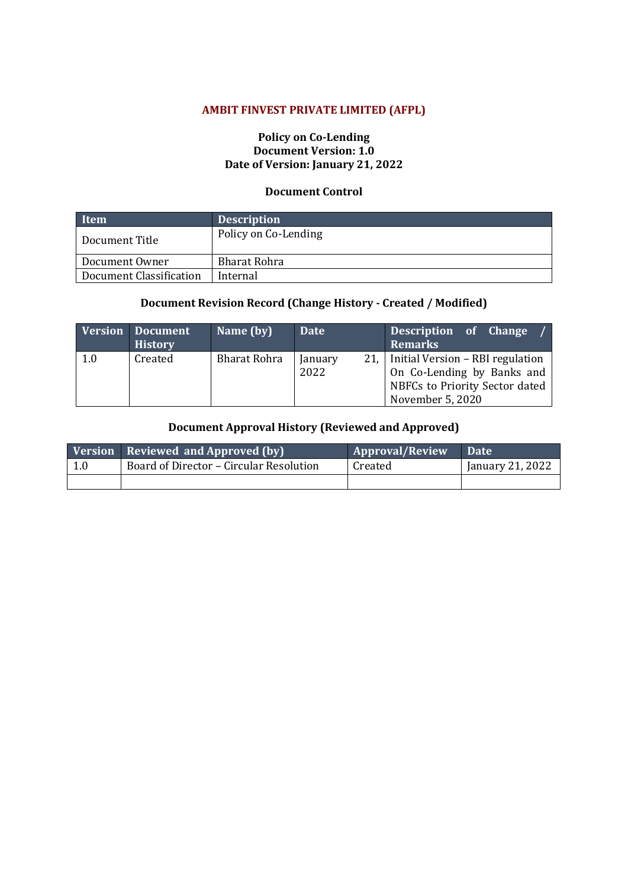# AMBIT FINVEST PRIVATE LIMITED (AFPL)

**Policy on Co-Lending**
**Document Version: 1.0**
**Date of Version: January 21, 2022**

### Document Control

| Item | Description |
|---|---|
| Document Title | Policy on Co-Lending |
| Document Owner | Bharat Rohra |
| Document Classification | Internal |

### Document Revision Record (Change History - Created / Modified)

| Version | Document History | Name (by) | Date | Description of Change / Remarks |
|---|---|---|---|---|
| 1.0 | Created | Bharat Rohra | January 21, 2022 | Initial Version – RBI regulation On Co-Lending by Banks and NBFCs to Priority Sector dated November 5, 2020 |

### Document Approval History (Reviewed and Approved)

| Version | Reviewed and Approved (by) | Approval/Review | Date |
|---|---|---|---|
| 1.0 | Board of Director – Circular Resolution | Created | January 21, 2022 |
| | | | |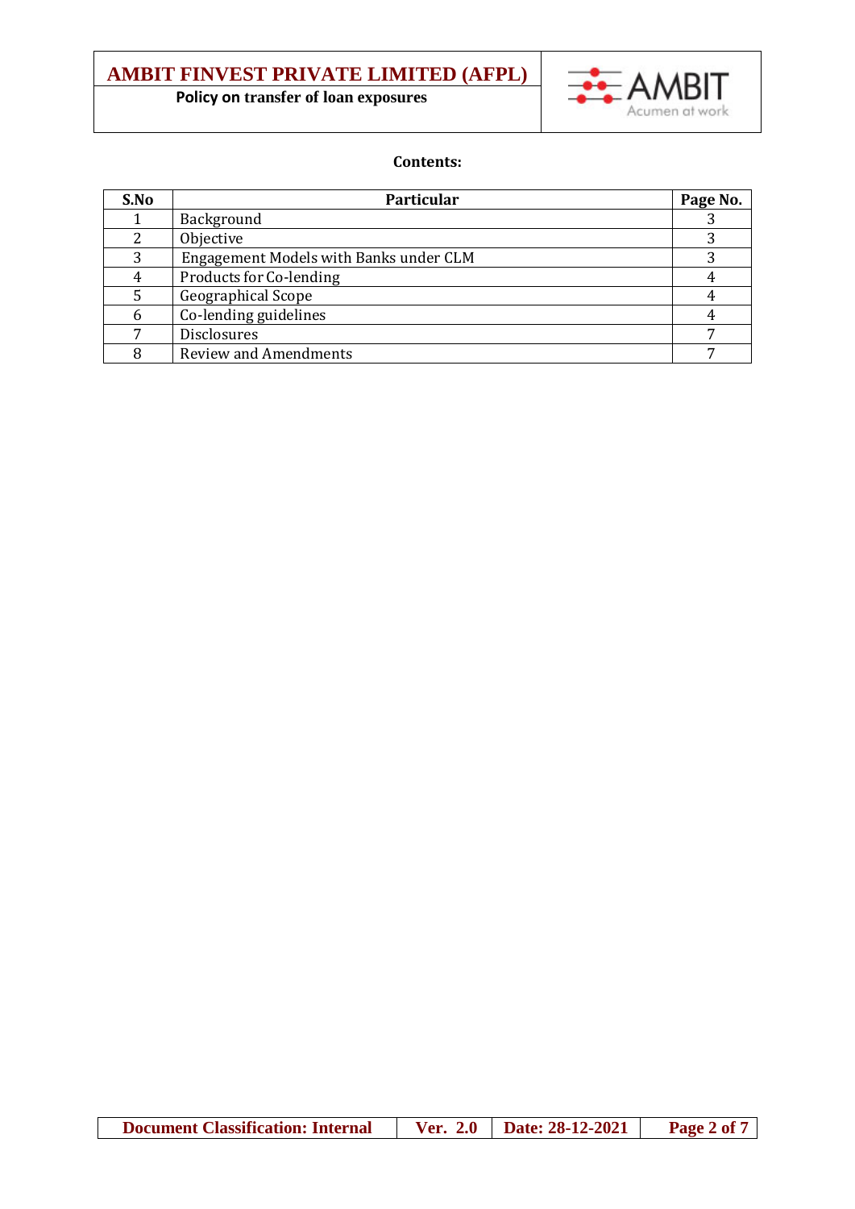**Contents:**

| S.No | Particular | Page No. |
|---|---|---|
| 1 | Background | 3 |
| 2 | Objective | 3 |
| 3 | Engagement Models with Banks under CLM | 3 |
| 4 | Products for Co-lending | 4 |
| 5 | Geographical Scope | 4 |
| 6 | Co-lending guidelines | 4 |
| 7 | Disclosures | 7 |
| 8 | Review and Amendments | 7 |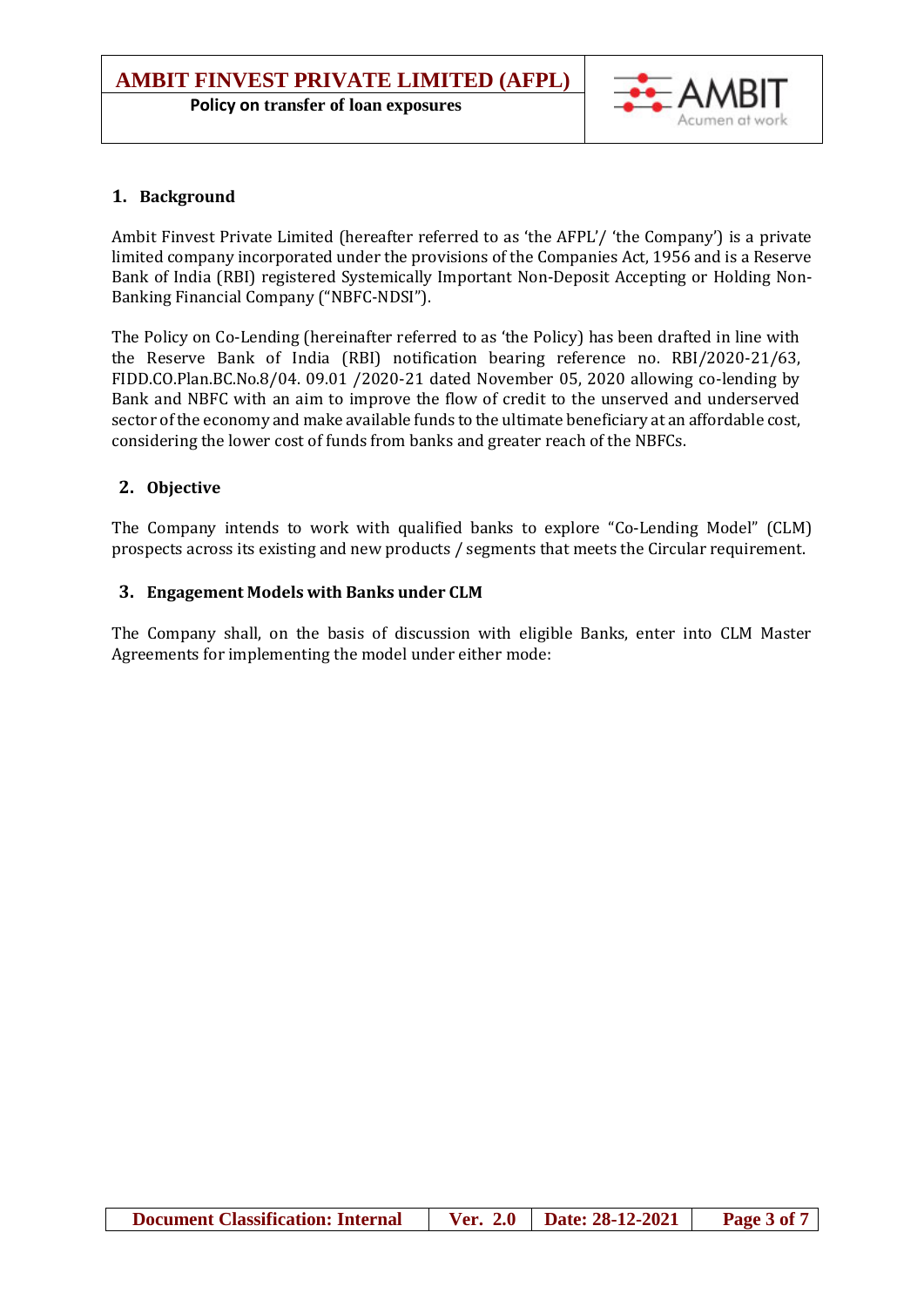## 1. Background

Ambit Finvest Private Limited (hereafter referred to as 'the AFPL'/ 'the Company') is a private limited company incorporated under the provisions of the Companies Act, 1956 and is a Reserve Bank of India (RBI) registered Systemically Important Non-Deposit Accepting or Holding Non-Banking Financial Company ("NBFC-NDSI").

The Policy on Co-Lending (hereinafter referred to as 'the Policy) has been drafted in line with the Reserve Bank of India (RBI) notification bearing reference no. RBI/2020-21/63, FIDD.CO.Plan.BC.No.8/04. 09.01 /2020-21 dated November 05, 2020 allowing co-lending by Bank and NBFC with an aim to improve the flow of credit to the unserved and underserved sector of the economy and make available funds to the ultimate beneficiary at an affordable cost, considering the lower cost of funds from banks and greater reach of the NBFCs.

## 2. Objective

The Company intends to work with qualified banks to explore "Co-Lending Model" (CLM) prospects across its existing and new products / segments that meets the Circular requirement.

## 3. Engagement Models with Banks under CLM

The Company shall, on the basis of discussion with eligible Banks, enter into CLM Master Agreements for implementing the model under either mode: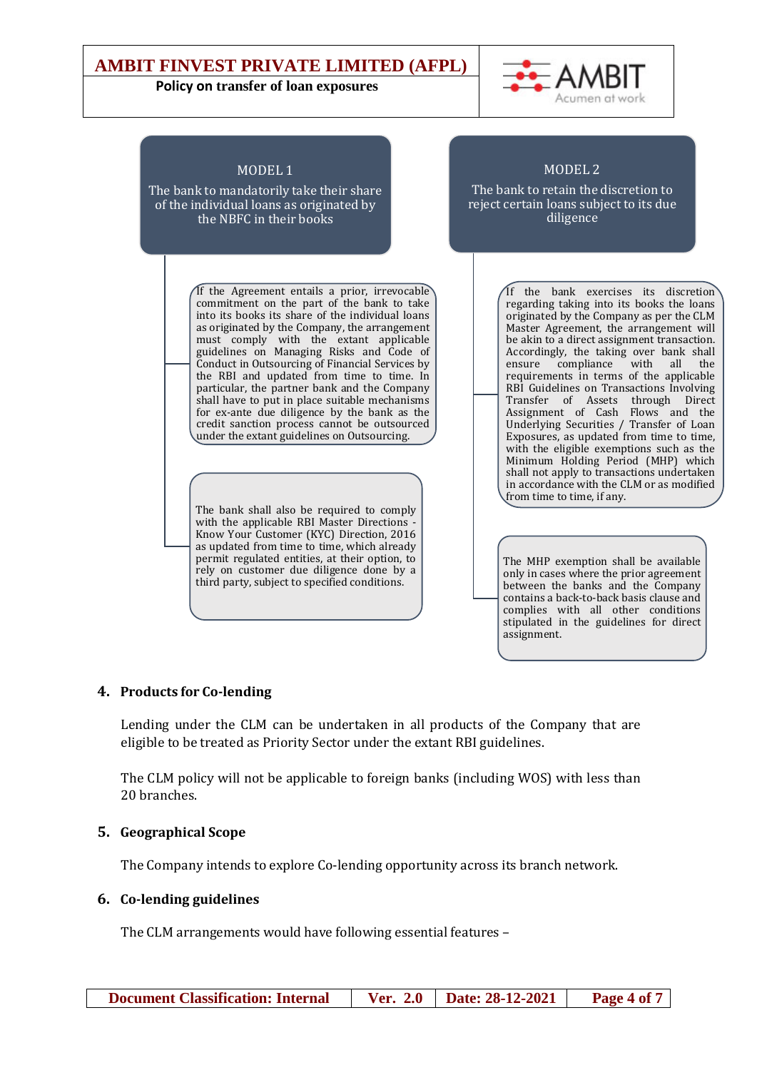**MODEL 1**

The bank to mandatorily take their share of the individual loans as originated by the NBFC in their books

- If the Agreement entails a prior, irrevocable commitment on the part of the bank to take into its books its share of the individual loans as originated by the Company, the arrangement must comply with the extant applicable guidelines on Managing Risks and Code of Conduct in Outsourcing of Financial Services by the RBI and updated from time to time. In particular, the partner bank and the Company shall have to put in place suitable mechanisms for ex-ante due diligence by the bank as the credit sanction process cannot be outsourced under the extant guidelines on Outsourcing.
- The bank shall also be required to comply with the applicable RBI Master Directions - Know Your Customer (KYC) Direction, 2016 as updated from time to time, which already permit regulated entities, at their option, to rely on customer due diligence done by a third party, subject to specified conditions.

**MODEL 2**

The bank to retain the discretion to reject certain loans subject to its due diligence

- If the bank exercises its discretion regarding taking into its books the loans originated by the Company as per the CLM Master Agreement, the arrangement will be akin to a direct assignment transaction. Accordingly, the taking over bank shall ensure compliance with all the requirements in terms of the applicable RBI Guidelines on Transactions Involving Transfer of Assets through Direct Assignment of Cash Flows and the Underlying Securities / Transfer of Loan Exposures, as updated from time to time, with the eligible exemptions such as the Minimum Holding Period (MHP) which shall not apply to transactions undertaken in accordance with the CLM or as modified from time to time, if any.
- The MHP exemption shall be available only in cases where the prior agreement between the banks and the Company contains a back-to-back basis clause and complies with all other conditions stipulated in the guidelines for direct assignment.

## 4. Products for Co-lending

Lending under the CLM can be undertaken in all products of the Company that are eligible to be treated as Priority Sector under the extant RBI guidelines.

The CLM policy will not be applicable to foreign banks (including WOS) with less than 20 branches.

## 5. Geographical Scope

The Company intends to explore Co-lending opportunity across its branch network.

## 6. Co-lending guidelines

The CLM arrangements would have following essential features –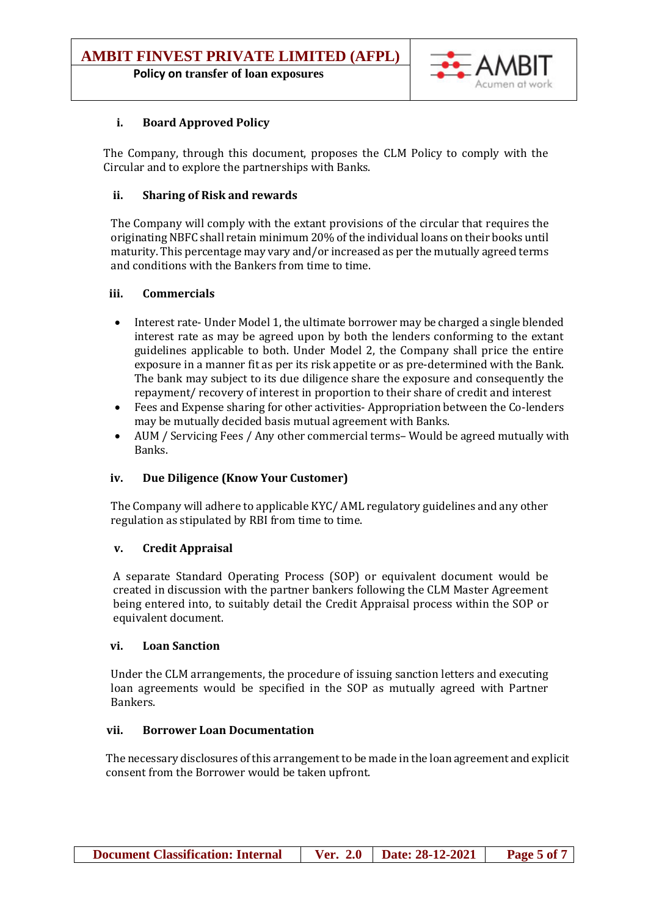### i. Board Approved Policy

The Company, through this document, proposes the CLM Policy to comply with the Circular and to explore the partnerships with Banks.

### ii. Sharing of Risk and rewards

The Company will comply with the extant provisions of the circular that requires the originating NBFC shall retain minimum 20% of the individual loans on their books until maturity. This percentage may vary and/or increased as per the mutually agreed terms and conditions with the Bankers from time to time.

### iii. Commercials

- Interest rate- Under Model 1, the ultimate borrower may be charged a single blended interest rate as may be agreed upon by both the lenders conforming to the extant guidelines applicable to both. Under Model 2, the Company shall price the entire exposure in a manner fit as per its risk appetite or as pre-determined with the Bank. The bank may subject to its due diligence share the exposure and consequently the repayment/ recovery of interest in proportion to their share of credit and interest
- Fees and Expense sharing for other activities- Appropriation between the Co-lenders may be mutually decided basis mutual agreement with Banks.
- AUM / Servicing Fees / Any other commercial terms– Would be agreed mutually with Banks.

### iv. Due Diligence (Know Your Customer)

The Company will adhere to applicable KYC/ AML regulatory guidelines and any other regulation as stipulated by RBI from time to time.

### v. Credit Appraisal

A separate Standard Operating Process (SOP) or equivalent document would be created in discussion with the partner bankers following the CLM Master Agreement being entered into, to suitably detail the Credit Appraisal process within the SOP or equivalent document.

### vi. Loan Sanction

Under the CLM arrangements, the procedure of issuing sanction letters and executing loan agreements would be specified in the SOP as mutually agreed with Partner Bankers.

### vii. Borrower Loan Documentation

The necessary disclosures of this arrangement to be made in the loan agreement and explicit consent from the Borrower would be taken upfront.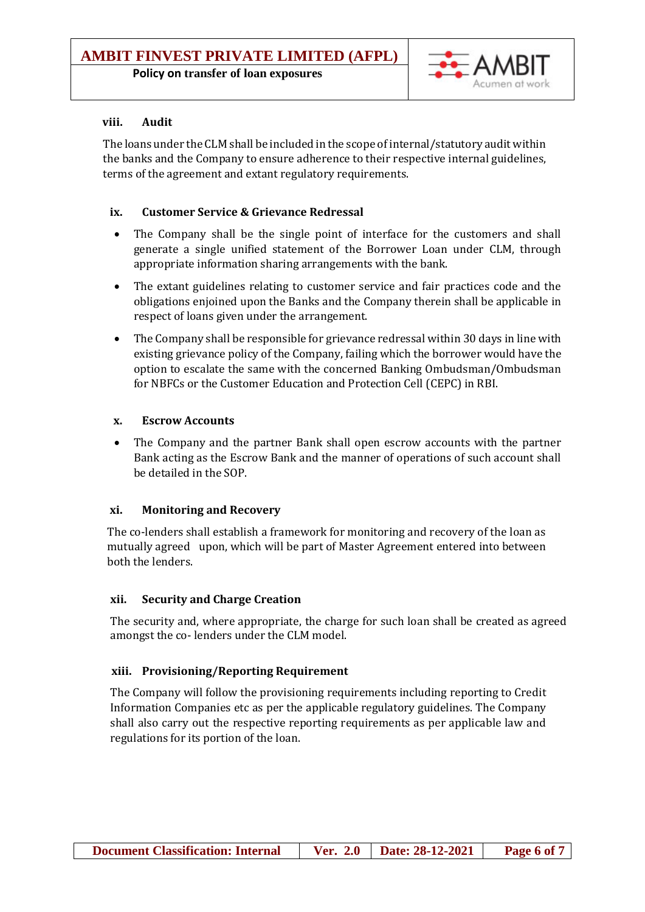### viii. Audit

The loans under the CLM shall be included in the scope of internal/statutory audit within the banks and the Company to ensure adherence to their respective internal guidelines, terms of the agreement and extant regulatory requirements.

### ix. Customer Service & Grievance Redressal

- The Company shall be the single point of interface for the customers and shall generate a single unified statement of the Borrower Loan under CLM, through appropriate information sharing arrangements with the bank.
- The extant guidelines relating to customer service and fair practices code and the obligations enjoined upon the Banks and the Company therein shall be applicable in respect of loans given under the arrangement.
- The Company shall be responsible for grievance redressal within 30 days in line with existing grievance policy of the Company, failing which the borrower would have the option to escalate the same with the concerned Banking Ombudsman/Ombudsman for NBFCs or the Customer Education and Protection Cell (CEPC) in RBI.

### x. Escrow Accounts

- The Company and the partner Bank shall open escrow accounts with the partner Bank acting as the Escrow Bank and the manner of operations of such account shall be detailed in the SOP.

### xi. Monitoring and Recovery

The co-lenders shall establish a framework for monitoring and recovery of the loan as mutually agreed upon, which will be part of Master Agreement entered into between both the lenders.

### xii. Security and Charge Creation

The security and, where appropriate, the charge for such loan shall be created as agreed amongst the co- lenders under the CLM model.

### xiii. Provisioning/Reporting Requirement

The Company will follow the provisioning requirements including reporting to Credit Information Companies etc as per the applicable regulatory guidelines. The Company shall also carry out the respective reporting requirements as per applicable law and regulations for its portion of the loan.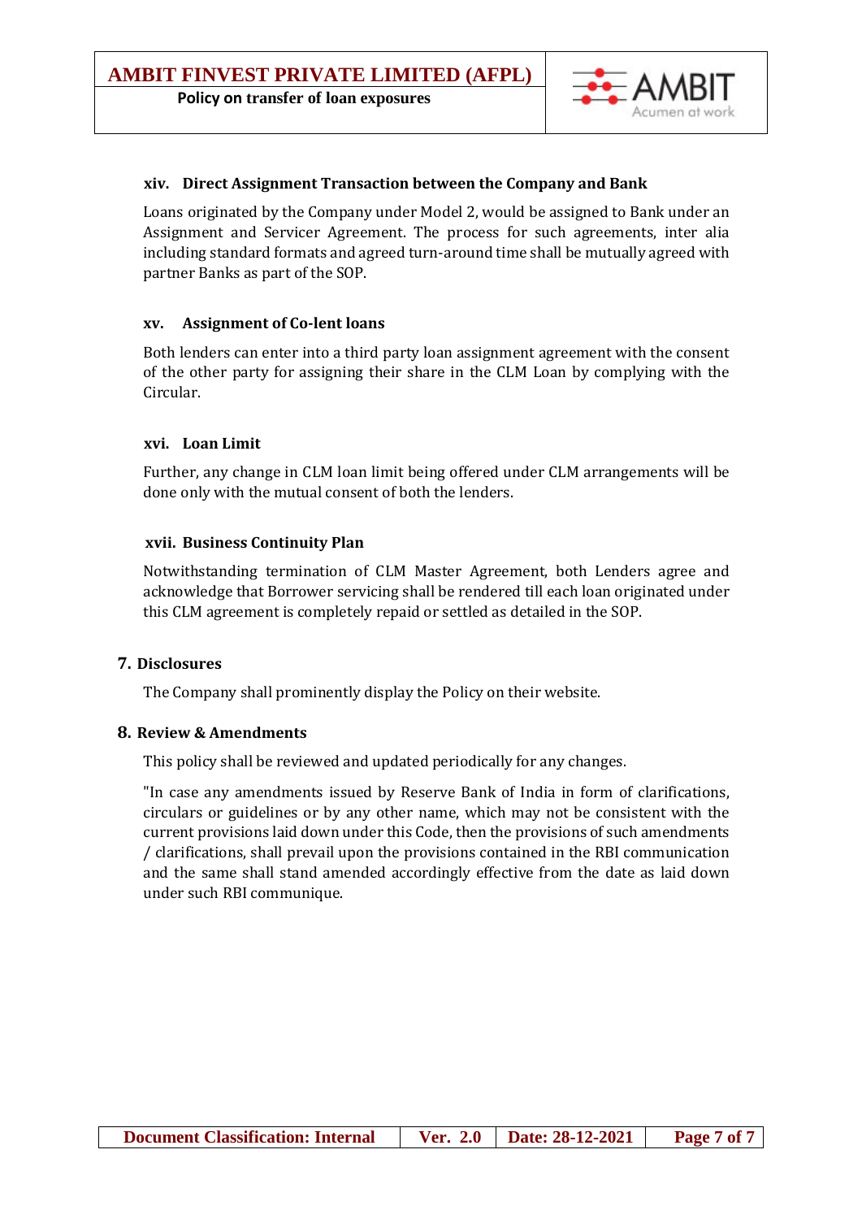### xiv. Direct Assignment Transaction between the Company and Bank

Loans originated by the Company under Model 2, would be assigned to Bank under an Assignment and Servicer Agreement. The process for such agreements, inter alia including standard formats and agreed turn-around time shall be mutually agreed with partner Banks as part of the SOP.

### xv. Assignment of Co-lent loans

Both lenders can enter into a third party loan assignment agreement with the consent of the other party for assigning their share in the CLM Loan by complying with the Circular.

### xvi. Loan Limit

Further, any change in CLM loan limit being offered under CLM arrangements will be done only with the mutual consent of both the lenders.

### xvii. Business Continuity Plan

Notwithstanding termination of CLM Master Agreement, both Lenders agree and acknowledge that Borrower servicing shall be rendered till each loan originated under this CLM agreement is completely repaid or settled as detailed in the SOP.

## 7. Disclosures

The Company shall prominently display the Policy on their website.

## 8. Review & Amendments

This policy shall be reviewed and updated periodically for any changes.

"In case any amendments issued by Reserve Bank of India in form of clarifications, circulars or guidelines or by any other name, which may not be consistent with the current provisions laid down under this Code, then the provisions of such amendments / clarifications, shall prevail upon the provisions contained in the RBI communication and the same shall stand amended accordingly effective from the date as laid down under such RBI communique.